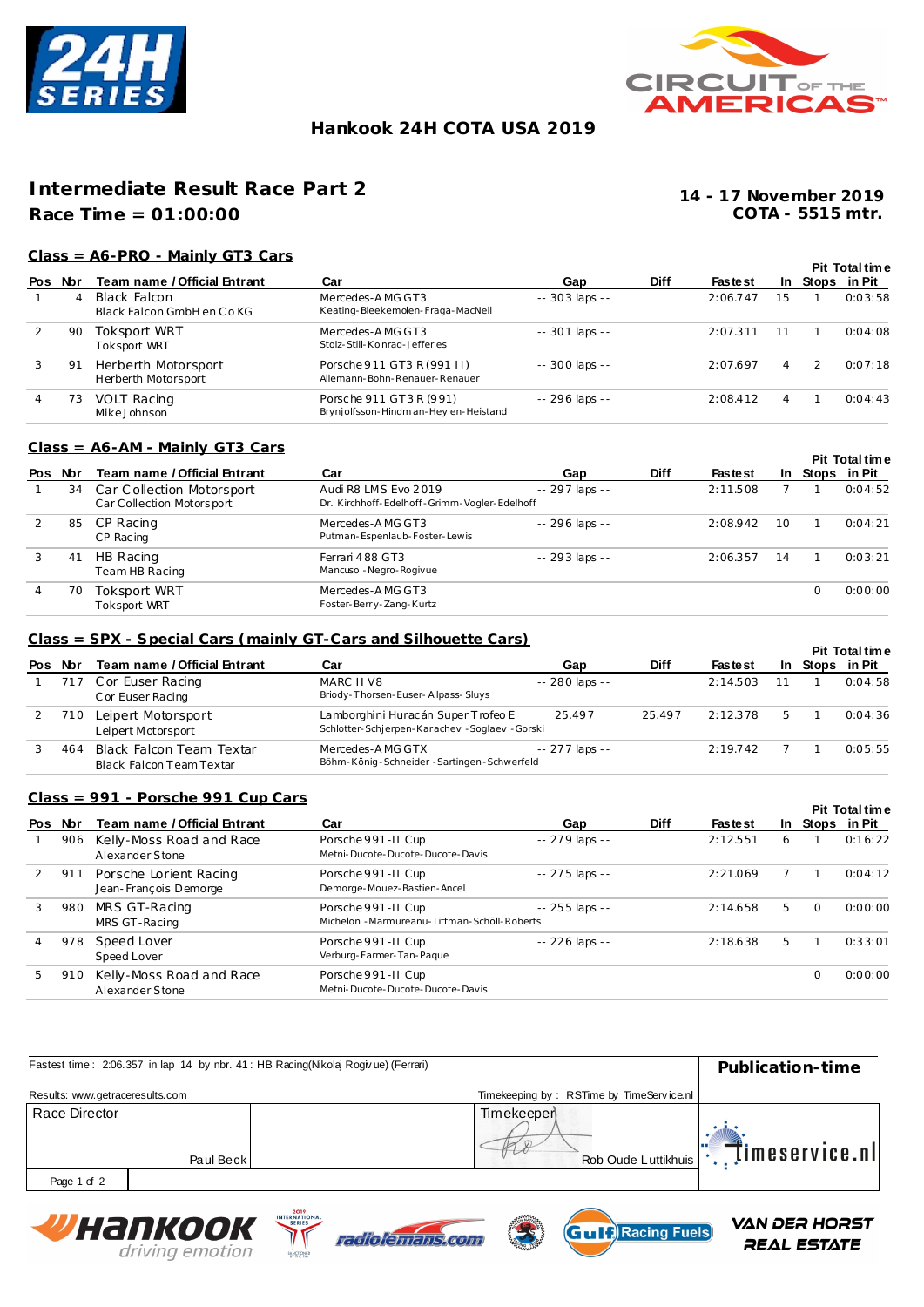# Hankook 24H COTA USA 2019

## Intermediate Result Race Part 2

**Race Time = 01:00:00**

**14 - 17 November 2019**
**COTA - 5515 mtr.**

### Class = A6-PRO - Mainly GT3 Cars

| Pos | Nbr | Team name / Official Entrant | Car | Gap | Diff | Fastest | In | Pit Stops | Total time in Pit |
|---|---|---|---|---|---|---|---|---|---|
| 1 | 4 | Black Falcon<br>Black Falcon GmbH en Co KG | Mercedes-AMG GT3<br>Keating-Bleekemolen-Fraga-MacNeil | -- 303 laps -- | | 2:06.747 | 15 | 1 | 0:03:58 |
| 2 | 90 | Toksport WRT<br>Toksport WRT | Mercedes-AMG GT3<br>Stolz-Still-Konrad-Jefferies | -- 301 laps -- | | 2:07.311 | 11 | 1 | 0:04:08 |
| 3 | 91 | Herberth Motorsport<br>Herberth Motorsport | Porsche 911 GT3 R (991 II)<br>Allemann-Bohn-Renauer-Renauer | -- 300 laps -- | | 2:07.697 | 4 | 2 | 0:07:18 |
| 4 | 73 | VOLT Racing<br>Mike Johnson | Porsche 911 GT3 R (991)<br>Brynjolfsson-Hindman-Heylen-Heistand | -- 296 laps -- | | 2:08.412 | 4 | 1 | 0:04:43 |

### Class = A6-AM - Mainly GT3 Cars

| Pos | Nbr | Team name / Official Entrant | Car | Gap | Diff | Fastest | In | Pit Stops | Total time in Pit |
|---|---|---|---|---|---|---|---|---|---|
| 1 | 34 | Car Collection Motorsport<br>Car Collection Motorsport | Audi R8 LMS Evo 2019<br>Dr. Kirchhoff-Edelhoff-Grimm-Vogler-Edelhoff | -- 297 laps -- | | 2:11.508 | 7 | 1 | 0:04:52 |
| 2 | 85 | CP Racing<br>CP Racing | Mercedes-AMG GT3<br>Putman-Espenlaub-Foster-Lewis | -- 296 laps -- | | 2:08.942 | 10 | 1 | 0:04:21 |
| 3 | 41 | HB Racing<br>Team HB Racing | Ferrari 488 GT3<br>Mancuso-Negro-Rogivue | -- 293 laps -- | | 2:06.357 | 14 | 1 | 0:03:21 |
| 4 | 70 | Toksport WRT<br>Toksport WRT | Mercedes-AMG GT3<br>Foster-Berry-Zang-Kurtz | | | | | 0 | 0:00:00 |

### Class = SPX - Special Cars (mainly GT-Cars and Silhouette Cars)

| Pos | Nbr | Team name / Official Entrant | Car | Gap | Diff | Fastest | In | Pit Stops | Total time in Pit |
|---|---|---|---|---|---|---|---|---|---|
| 1 | 717 | Cor Euser Racing<br>Cor Euser Racing | MARC II V8<br>Briody-Thorsen-Euser-Allpass-Sluys | -- 280 laps -- | | 2:14.503 | 11 | 1 | 0:04:58 |
| 2 | 710 | Leipert Motorsport<br>Leipert Motorsport | Lamborghini Huracán Super Trofeo E<br>Schlotter-Schjerpen-Karachev-Soglaev-Gorski | 25.497 | 25.497 | 2:12.378 | 5 | 1 | 0:04:36 |
| 3 | 464 | Black Falcon Team Textar<br>Black Falcon Team Textar | Mercedes-AMG GTX<br>Böhm-König-Schneider-Sartingen-Schwerfeld | -- 277 laps -- | | 2:19.742 | 7 | 1 | 0:05:55 |

### Class = 991 - Porsche 991 Cup Cars

| Pos | Nbr | Team name / Official Entrant | Car | Gap | Diff | Fastest | In | Pit Stops | Total time in Pit |
|---|---|---|---|---|---|---|---|---|---|
| 1 | 906 | Kelly-Moss Road and Race<br>Alexander Stone | Porsche 991-II Cup<br>Metni-Ducote-Ducote-Ducote-Davis | -- 279 laps -- | | 2:12.551 | 6 | 1 | 0:16:22 |
| 2 | 911 | Porsche Lorient Racing<br>Jean-François Demorge | Porsche 991-II Cup<br>Demorge-Mouez-Bastien-Ancel | -- 275 laps -- | | 2:21.069 | 7 | 1 | 0:04:12 |
| 3 | 980 | MRS GT-Racing<br>MRS GT-Racing | Porsche 991-II Cup<br>Michelon-Marmureanu-Littman-Schöll-Roberts | -- 255 laps -- | | 2:14.658 | 5 | 0 | 0:00:00 |
| 4 | 978 | Speed Lover<br>Speed Lover | Porsche 991-II Cup<br>Verburg-Farmer-Tan-Paque | -- 226 laps -- | | 2:18.638 | 5 | 1 | 0:33:01 |
| 5 | 910 | Kelly-Moss Road and Race<br>Alexander Stone | Porsche 991-II Cup<br>Metni-Ducote-Ducote-Ducote-Davis | | | | | 0 | 0:00:00 |

Fastest time : 2:06.357 in lap 14 by nbr. 41 : HB Racing(Nikolaj Rogivue) (Ferrari)

**Publication-time**

Results: www.getraceresults.com

Timekeeping by : RSTime by TimeService.nl

| Race Director | Timekeeper |
|---|---|
| Paul Beck | Rob Oude Luttikhuis |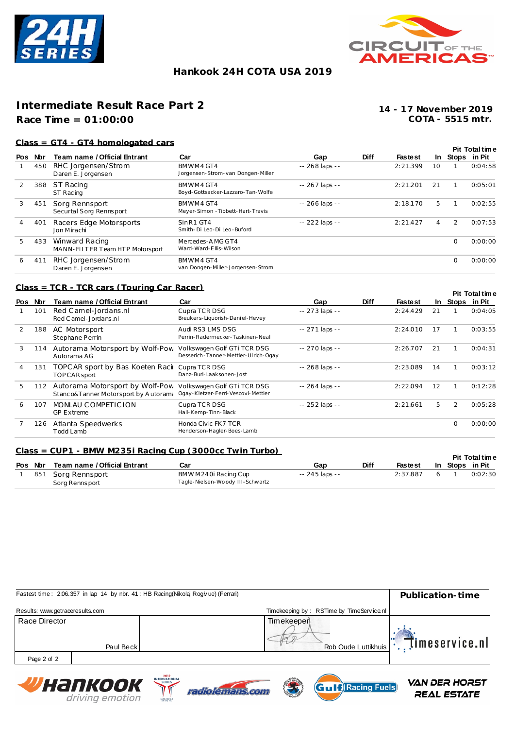# Hankook 24H COTA USA 2019

## Intermediate Result Race Part 2

**Race Time = 01:00:00**

**14 - 17 November 2019**
**COTA - 5515 mtr.**

### Class = GT4 - GT4 homologated cars

| Pos | Nbr | Team name / Official Entrant | Car | Gap | Diff | Fastest | In | Pit Stops | Total time in Pit |
|---|---|---|---|---|---|---|---|---|---|
| 1 | 450 | RHC Jorgensen/Strom<br>Daren E. Jorgensen | BMW M4 GT4<br>Jorgensen-Strom-van Dongen-Miller | -- 268 laps -- | | 2:21.399 | 10 | 1 | 0:04:58 |
| 2 | 388 | ST Racing<br>ST Racing | BMW M4 GT4<br>Boyd-Gottsacker-Lazzaro-Tan-Wolfe | -- 267 laps -- | | 2:21.201 | 21 | 1 | 0:05:01 |
| 3 | 451 | Sorg Rennsport<br>Securtal Sorg Rennsport | BMW M4 GT4<br>Meyer-Simon -Tibbett-Hart-Travis | -- 266 laps -- | | 2:18.170 | 5 | 1 | 0:02:55 |
| 4 | 401 | Racers Edge Motorsports<br>Jon Mirachi | SinR1 GT4<br>Smith-Di Leo-Di Leo-Buford | -- 222 laps -- | | 2:21.427 | 4 | 2 | 0:07:53 |
| 5 | 433 | Winward Racing<br>MANN-FILTER Team HTP Motorsport | Mercedes-AMG GT4<br>Ward-Ward-Ellis-Wilson | | | | | 0 | 0:00:00 |
| 6 | 411 | RHC Jorgensen/Strom<br>Daren E. Jorgensen | BMW M4 GT4<br>van Dongen-Miller-Jorgensen-Strom | | | | | 0 | 0:00:00 |

### Class = TCR - TCR cars (Touring Car Racer)

| Pos | Nbr | Team name / Official Entrant | Car | Gap | Diff | Fastest | In | Pit Stops | Total time in Pit |
|---|---|---|---|---|---|---|---|---|---|
| 1 | 101 | Red Camel-Jordans.nl<br>Red Camel-Jordans.nl | Cupra TCR DSG<br>Breukers-Liquorish-Daniel-Hevey | -- 273 laps -- | | 2:24.429 | 21 | 1 | 0:04:05 |
| 2 | 188 | AC Motorsport<br>Stephane Perrin | Audi RS3 LMS DSG<br>Perrin-Radermecker-Taskinen-Neal | -- 271 laps -- | | 2:24.010 | 17 | 1 | 0:03:55 |
| 3 | 114 | Autorama Motorsport by Wolf-Pow<br>Autorama AG | Volkswagen Golf GTi TCR DSG<br>Desserich-Tanner-Mettler-Ulrich-Ogay | -- 270 laps -- | | 2:26.707 | 21 | 1 | 0:04:31 |
| 4 | 131 | TOPCAR sport by Bas Koeten Racii<br>TOPCAR sport | Cupra TCR DSG<br>Danz-Buri-Laaksonen-Jost | -- 268 laps -- | | 2:23.089 | 14 | 1 | 0:03:12 |
| 5 | 112 | Autorama Motorsport by Wolf-Pow<br>Stanco&Tanner Motorsport by Autorama | Volkswagen Golf GTi TCR DSG<br>Ogay-Kletzer-Ferri-Vescovi-Mettler | -- 264 laps -- | | 2:22.094 | 12 | 1 | 0:12:28 |
| 6 | 107 | MONLAU COMPETICION<br>GP Extreme | Cupra TCR DSG<br>Hall-Kemp-Tinn-Black | -- 252 laps -- | | 2:21.661 | 5 | 2 | 0:05:28 |
| 7 | 126 | Atlanta Speedwerks<br>Todd Lamb | Honda Civic FK7 TCR<br>Henderson-Hagler-Boes-Lamb | | | | | 0 | 0:00:00 |

### Class = CUP1 - BMW M235i Racing Cup (3000cc Twin Turbo)

| Pos | Nbr | Team name / Official Entrant | Car | Gap | Diff | Fastest | In | Pit Stops | Total time in Pit |
|---|---|---|---|---|---|---|---|---|---|
| 1 | 851 | Sorg Rennsport<br>Sorg Rennsport | BMW M240i Racing Cup<br>Tagle-Nielsen-Woody III-Schwartz | -- 245 laps -- | | 2:37.887 | 6 | 1 | 0:02:30 |

Fastest time : 2:06.357 in lap 14 by nbr. 41 : HB Racing(Nikolaj Rogivue) (Ferrari)

**Publication-time**

Results: www.getraceresults.com

Timekeeping by : RSTime by TimeService.nl

Race Director: Paul Beck

Timekeeper: Rob Oude Luttikhuis